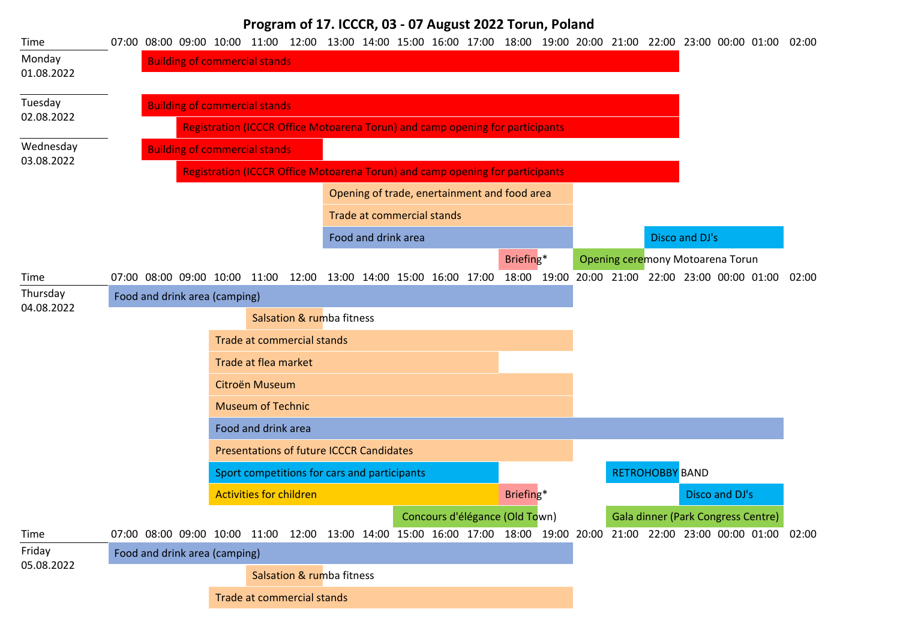# Program of 17. ICCCR, 03 - 07 August 2022 Torun, Poland

| Day | Event | Time |
|---|---|---|
| Monday 01.08.2022 | Building of commercial stands | 08:00 - 23:00 |
| Tuesday 02.08.2022 | Building of commercial stands | 08:00 - 23:00 |
| | Registration (ICCCR Office Motoarena Torun) and camp opening for participants | 09:00 - 23:00 |
| Wednesday 03.08.2022 | Building of commercial stands | 08:00 - 13:00 |
| | Registration (ICCCR Office Motoarena Torun) and camp opening for participants | 09:00 - 23:00 |
| | Opening of trade, enertainment and food area | 13:00 - 20:00 |
| | Trade at commercial stands | 13:00 - 20:00 |
| | Food and drink area | 13:00 - 20:00 |
| | Disco and DJ's | 22:00 - 02:00 |
| | Briefing* | 18:00 - 19:00 |
| | Opening ceremony Motoarena Torun | 20:00 - 22:00 |
| Thursday 04.08.2022 | Food and drink area (camping) | 07:00 - 20:00 |
| | Salsation & rumba fitness | 11:00 - 13:00 |
| | Trade at commercial stands | 10:00 - 20:00 |
| | Trade at flea market | 10:00 - 18:00 |
| | Citroën Museum | 10:00 - 20:00 |
| | Museum of Technic | 10:00 - 20:00 |
| | Food and drink area | 10:00 - 02:00 |
| | Presentations of future ICCCR Candidates | 10:00 - 20:00 |
| | Sport competitions for cars and participants | 10:00 - 18:00 |
| | RETROHOBBY BAND | 21:00 - 23:00 |
| | Activities for children | 10:00 - 18:00 |
| | Briefing* | 18:00 - 19:00 |
| | Disco and DJ's | 23:00 - 02:00 |
| | Concours d'élégance (Old Town) | 15:00 - 19:00 |
| | Gala dinner (Park Congress Centre) | 21:00 - 02:00 |
| Friday 05.08.2022 | Food and drink area (camping) | 07:00 - 20:00 |
| | Salsation & rumba fitness | 11:00 - 13:00 |
| | Trade at commercial stands | 10:00 - 20:00 |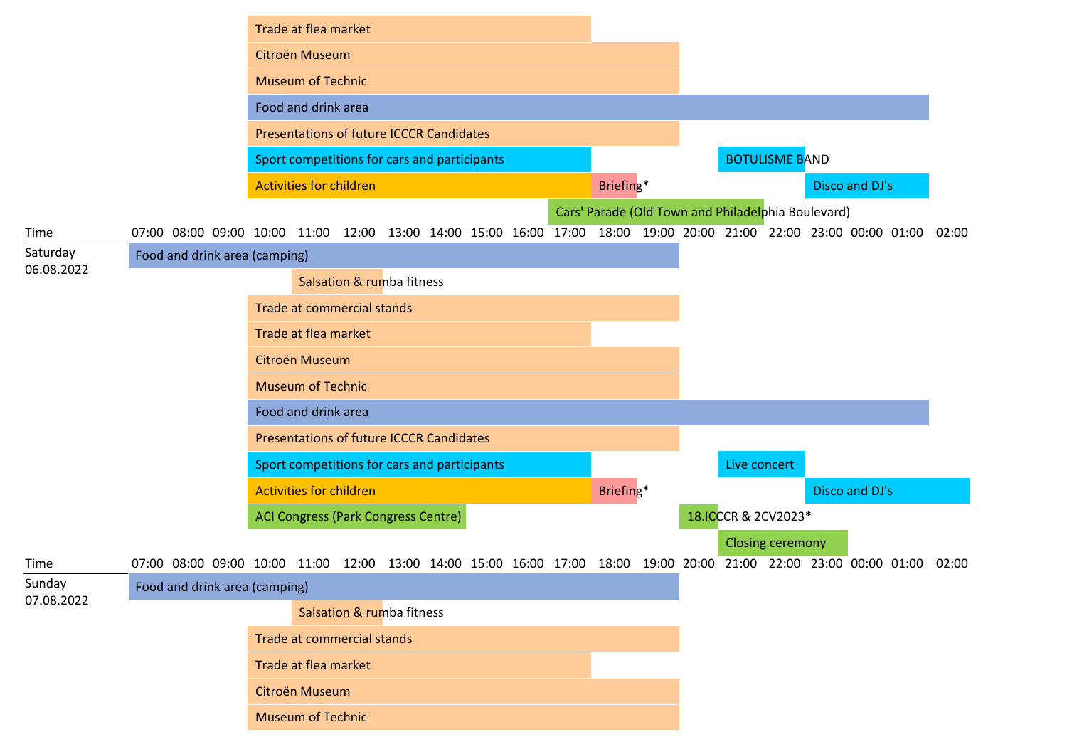| Activity | Time |
|---|---|
| Trade at flea market | 10:00 – 18:00 |
| Citroën Museum | 10:00 – 20:00 |
| Museum of Technic | 10:00 – 20:00 |
| Food and drink area | 10:00 – 02:00 |
| Presentations of future ICCCR Candidates | 10:00 – 20:00 |
| Sport competitions for cars and participants | 10:00 – 18:00 |
| BOTULISME BAND | 21:00 – 23:00 |
| Activities for children | 10:00 – 18:00 |
| Briefing* | 18:00 – 19:00 |
| Disco and DJ's | 23:00 – 02:00 |
| Cars' Parade (Old Town and Philadelphia Boulevard) | 17:00 – 22:00 |

Time: 07:00 08:00 09:00 10:00 11:00 12:00 13:00 14:00 15:00 16:00 17:00 18:00 19:00 20:00 21:00 22:00 23:00 00:00 01:00 02:00

**Saturday 06.08.2022**

| Activity | Time |
|---|---|
| Food and drink area (camping) | 07:00 – 20:00 |
| Salsation & rumba fitness | 11:00 – 13:00 |
| Trade at commercial stands | 10:00 – 20:00 |
| Trade at flea market | 10:00 – 18:00 |
| Citroën Museum | 10:00 – 20:00 |
| Museum of Technic | 10:00 – 20:00 |
| Food and drink area | 10:00 – 02:00 |
| Presentations of future ICCCR Candidates | 10:00 – 20:00 |
| Sport competitions for cars and participants | 10:00 – 18:00 |
| Live concert | 21:00 – 23:00 |
| Activities for children | 10:00 – 18:00 |
| Briefing* | 18:00 – 19:00 |
| Disco and DJ's | 23:00 – 03:00 |
| ACI Congress (Park Congress Centre) | 10:00 – 15:00 |
| 18.ICCCR & 2CV2023* | 20:00 – 21:00 |
| Closing ceremony | 21:00 – 00:00 |

Time: 07:00 08:00 09:00 10:00 11:00 12:00 13:00 14:00 15:00 16:00 17:00 18:00 19:00 20:00 21:00 22:00 23:00 00:00 01:00 02:00

**Sunday 07.08.2022**

| Activity | Time |
|---|---|
| Food and drink area (camping) | 07:00 – 20:00 |
| Salsation & rumba fitness | 11:00 – 13:00 |
| Trade at commercial stands | 10:00 – 20:00 |
| Trade at flea market | 10:00 – 18:00 |
| Citroën Museum | 10:00 – 20:00 |
| Museum of Technic | 10:00 – 20:00 |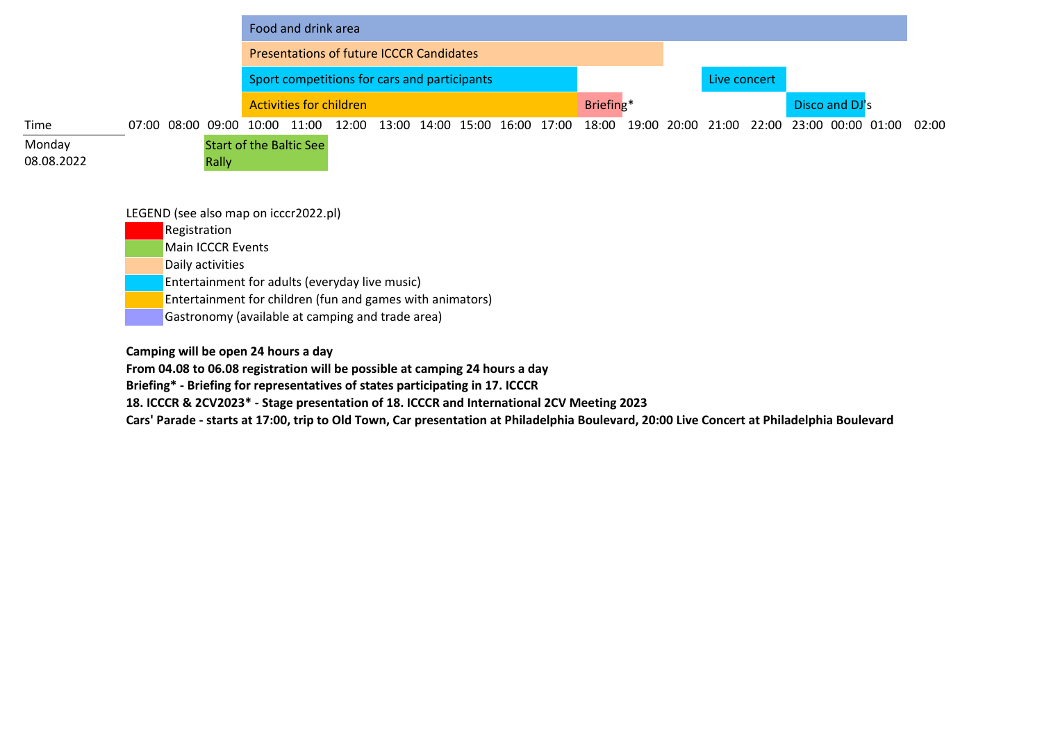| Time | 07:00 | 08:00 | 09:00 | 10:00 | 11:00 | 12:00 | 13:00 | 14:00 | 15:00 | 16:00 | 17:00 | 18:00 | 19:00 | 20:00 | 21:00 | 22:00 | 23:00 | 00:00 | 01:00 | 02:00 |
|---|---|---|---|---|---|---|---|---|---|---|---|---|---|---|---|---|---|---|---|---|
| | | | | Food and drink area | | | | | | | | | | | | | | | | |
| | | | | Presentations of future ICCCR Candidates | | | | | | | | | | | | | | | | |
| | | | | Sport competitions for cars and participants | | | | | | | | | | | Live concert | | | | | |
| | | | | Activities for children | | | | | | | | Briefing* | | | | | Disco and DJ's | | | |
| Monday 08.08.2022 | | | Start of the Baltic See Rally | | | | | | | | | | | | | | | | | |

LEGEND (see also map on icccr2022.pl)

- Registration
- Main ICCCR Events
- Daily activities
- Entertainment for adults (everyday live music)
- Entertainment for children (fun and games with animators)
- Gastronomy (available at camping and trade area)

**Camping will be open 24 hours a day**

**From 04.08 to 06.08 registration will be possible at camping 24 hours a day**

**Briefing* - Briefing for representatives of states participating in 17. ICCCR**

**18. ICCCR & 2CV2023* - Stage presentation of 18. ICCCR and International 2CV Meeting 2023**

**Cars' Parade - starts at 17:00, trip to Old Town, Car presentation at Philadelphia Boulevard, 20:00 Live Concert at Philadelphia Boulevard**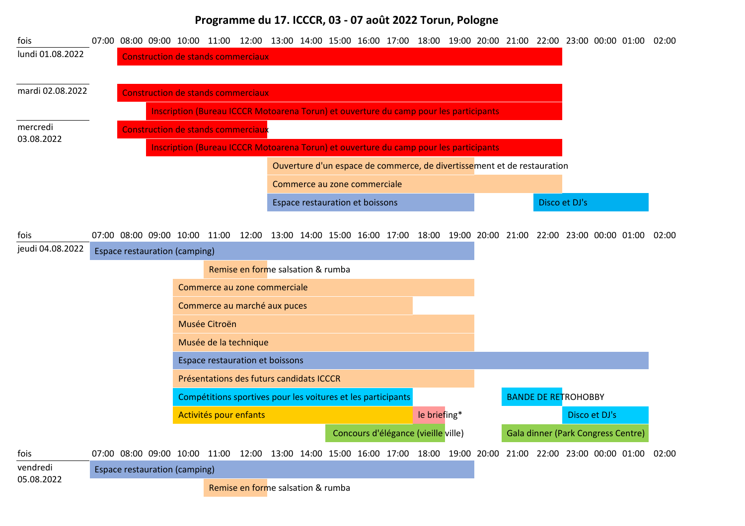# Programme du 17. ICCCR, 03 - 07 août 2022 Torun, Pologne

| fois | Début | Fin | Activité |
|---|---|---|---|
| **lundi 01.08.2022** | 08:00 | 23:00 | Construction de stands commerciaux |
| **mardi 02.08.2022** | 08:00 | 23:00 | Construction de stands commerciaux |
| | 09:00 | 23:00 | Inscription (Bureau ICCCR Motoarena Torun) et ouverture du camp pour les participants |
| **mercredi 03.08.2022** | 08:00 | 13:00 | Construction de stands commerciaux |
| | 09:00 | 23:00 | Inscription (Bureau ICCCR Motoarena Torun) et ouverture du camp pour les participants |
| | 13:00 | 20:00 | Ouverture d'un espace de commerce, de divertissement et de restauration |
| | 13:00 | 23:00 | Commerce au zone commerciale |
| | 13:00 | 20:00 | Espace restauration et boissons |
| | 22:00 | 02:00 | Disco et DJ's |
| **jeudi 04.08.2022** | 07:00 | 20:00 | Espace restauration (camping) |
| | 11:00 | 13:00 | Remise en forme salsation & rumba |
| | 10:00 | 20:00 | Commerce au zone commerciale |
| | 10:00 | 18:00 | Commerce au marché aux puces |
| | 10:00 | 20:00 | Musée Citroën |
| | 10:00 | 20:00 | Musée de la technique |
| | 10:00 | 02:00 | Espace restauration et boissons |
| | 10:00 | 20:00 | Présentations des futurs candidats ICCCR |
| | 10:00 | 18:00 | Compétitions sportives pour les voitures et les participants |
| | 21:00 | 23:00 | BANDE DE RETROHOBBY |
| | 10:00 | 18:00 | Activités pour enfants |
| | 18:00 | 19:00 | le briefing* |
| | 23:00 | 02:00 | Disco et DJ's |
| | 15:00 | 19:00 | Concours d'élégance (vieille ville) |
| | 21:00 | 02:00 | Gala dinner (Park Congress Centre) |
| **vendredi 05.08.2022** | 07:00 | 20:00 | Espace restauration (camping) |
| | 11:00 | 13:00 | Remise en forme salsation & rumba |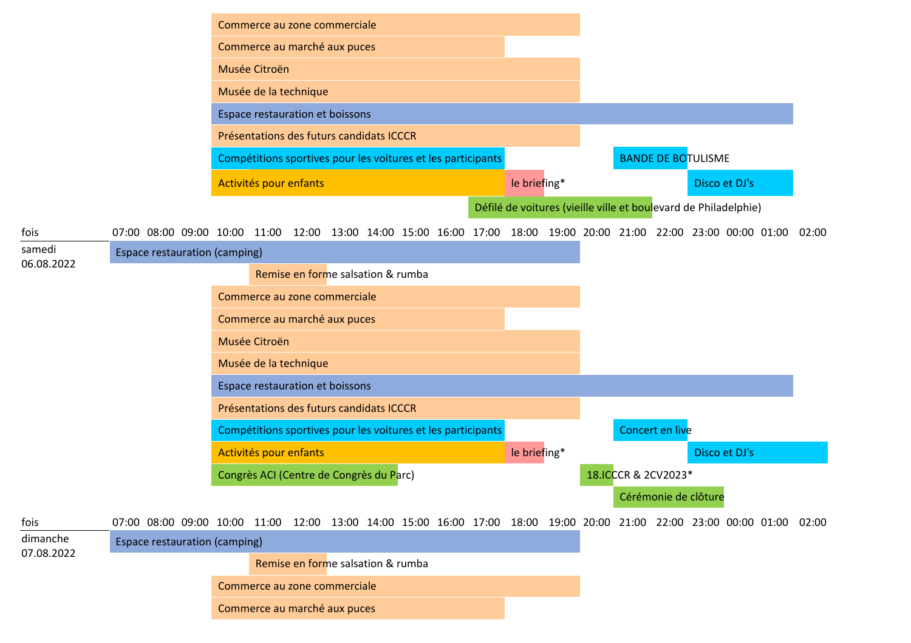Commerce au zone commerciale

Commerce au marché aux puces

Musée Citroën

Musée de la technique

Espace restauration et boissons

Présentations des futurs candidats ICCCR

Compétitions sportives pour les voitures et les participants | BANDE DE BOTULISME

Activités pour enfants | le briefing* | Disco et DJ's

Défilé de voitures (vieille ville et boulevard de Philadelphie)

| fois | 07:00 | 08:00 | 09:00 | 10:00 | 11:00 | 12:00 | 13:00 | 14:00 | 15:00 | 16:00 | 17:00 | 18:00 | 19:00 | 20:00 | 21:00 | 22:00 | 23:00 | 00:00 | 01:00 | 02:00 |
|---|---|---|---|---|---|---|---|---|---|---|---|---|---|---|---|---|---|---|---|---|

**samedi 06.08.2022**

Espace restauration (camping)

Remise en forme salsation & rumba

Commerce au zone commerciale

Commerce au marché aux puces

Musée Citroën

Musée de la technique

Espace restauration et boissons

Présentations des futurs candidats ICCCR

Compétitions sportives pour les voitures et les participants | Concert en live

Activités pour enfants | le briefing* | Disco et DJ's

Congrès ACI (Centre de Congrès du Parc) | 18.ICCCR & 2CV2023*

Cérémonie de clôture

| fois | 07:00 | 08:00 | 09:00 | 10:00 | 11:00 | 12:00 | 13:00 | 14:00 | 15:00 | 16:00 | 17:00 | 18:00 | 19:00 | 20:00 | 21:00 | 22:00 | 23:00 | 00:00 | 01:00 | 02:00 |
|---|---|---|---|---|---|---|---|---|---|---|---|---|---|---|---|---|---|---|---|---|

**dimanche 07.08.2022**

Espace restauration (camping)

Remise en forme salsation & rumba

Commerce au zone commerciale

Commerce au marché aux puces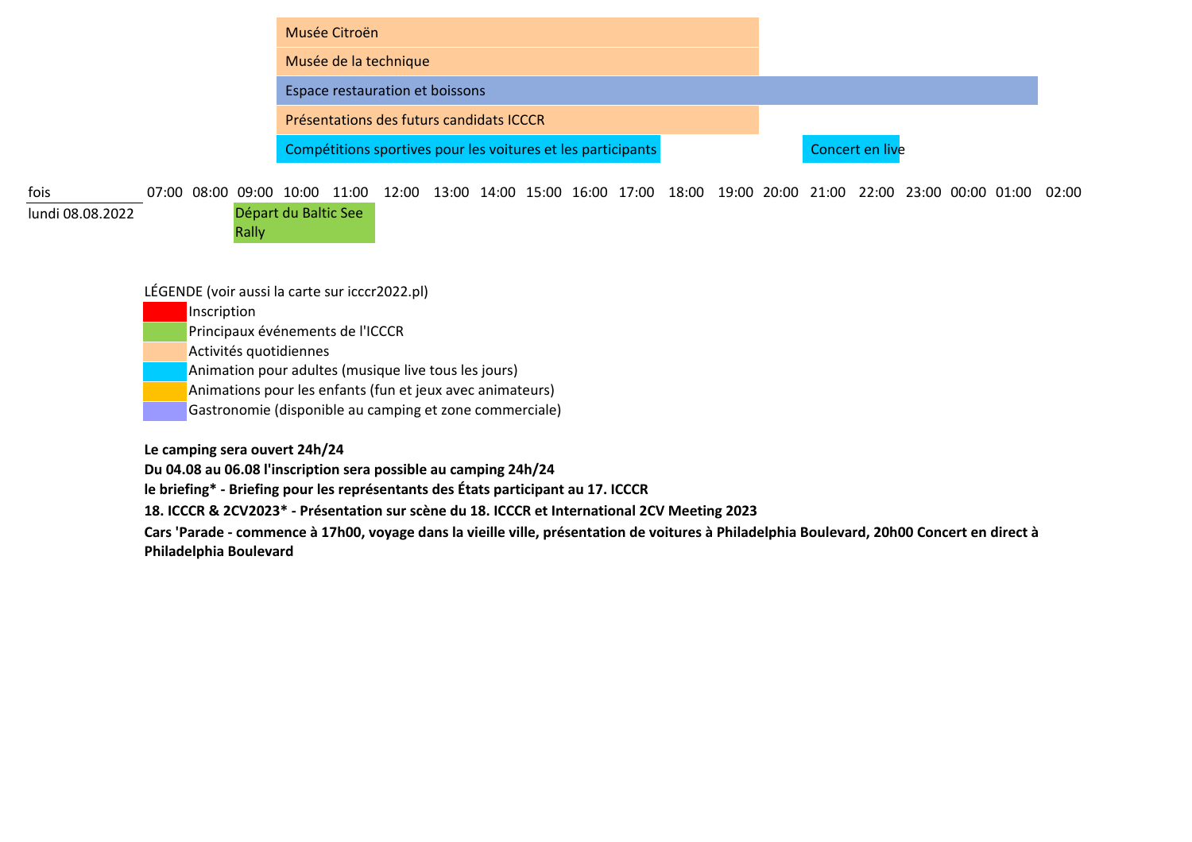| fois | 07:00 | 08:00 | 09:00 | 10:00 | 11:00 | 12:00 | 13:00 | 14:00 | 15:00 | 16:00 | 17:00 | 18:00 | 19:00 | 20:00 | 21:00 | 22:00 | 23:00 | 00:00 | 01:00 | 02:00 |
|---|---|---|---|---|---|---|---|---|---|---|---|---|---|---|---|---|---|---|---|---|
| | | | | Musée Citroën | | | | | | | | | | | | | | | | |
| | | | | Musée de la technique | | | | | | | | | | | | | | | | |
| | | | | Espace restauration et boissons | | | | | | | | | | | | | | | | |
| | | | | Présentations des futurs candidats ICCCR | | | | | | | | | | | | | | | | |
| | | | | Compétitions sportives pour les voitures et les participants | | | | | | | | | | Concert en live | | | | | | |
| lundi 08.08.2022 | | | Départ du Baltic See Rally | | | | | | | | | | | | | | | | | |

LÉGENDE (voir aussi la carte sur icccr2022.pl)

- Inscription
- Principaux événements de l'ICCCR
- Activités quotidiennes
- Animation pour adultes (musique live tous les jours)
- Animations pour les enfants (fun et jeux avec animateurs)
- Gastronomie (disponible au camping et zone commerciale)

**Le camping sera ouvert 24h/24**

**Du 04.08 au 06.08 l'inscription sera possible au camping 24h/24**

**le briefing* - Briefing pour les représentants des États participant au 17. ICCCR**

**18. ICCCR & 2CV2023* - Présentation sur scène du 18. ICCCR et International 2CV Meeting 2023**

**Cars 'Parade - commence à 17h00, voyage dans la vieille ville, présentation de voitures à Philadelphia Boulevard, 20h00 Concert en direct à Philadelphia Boulevard**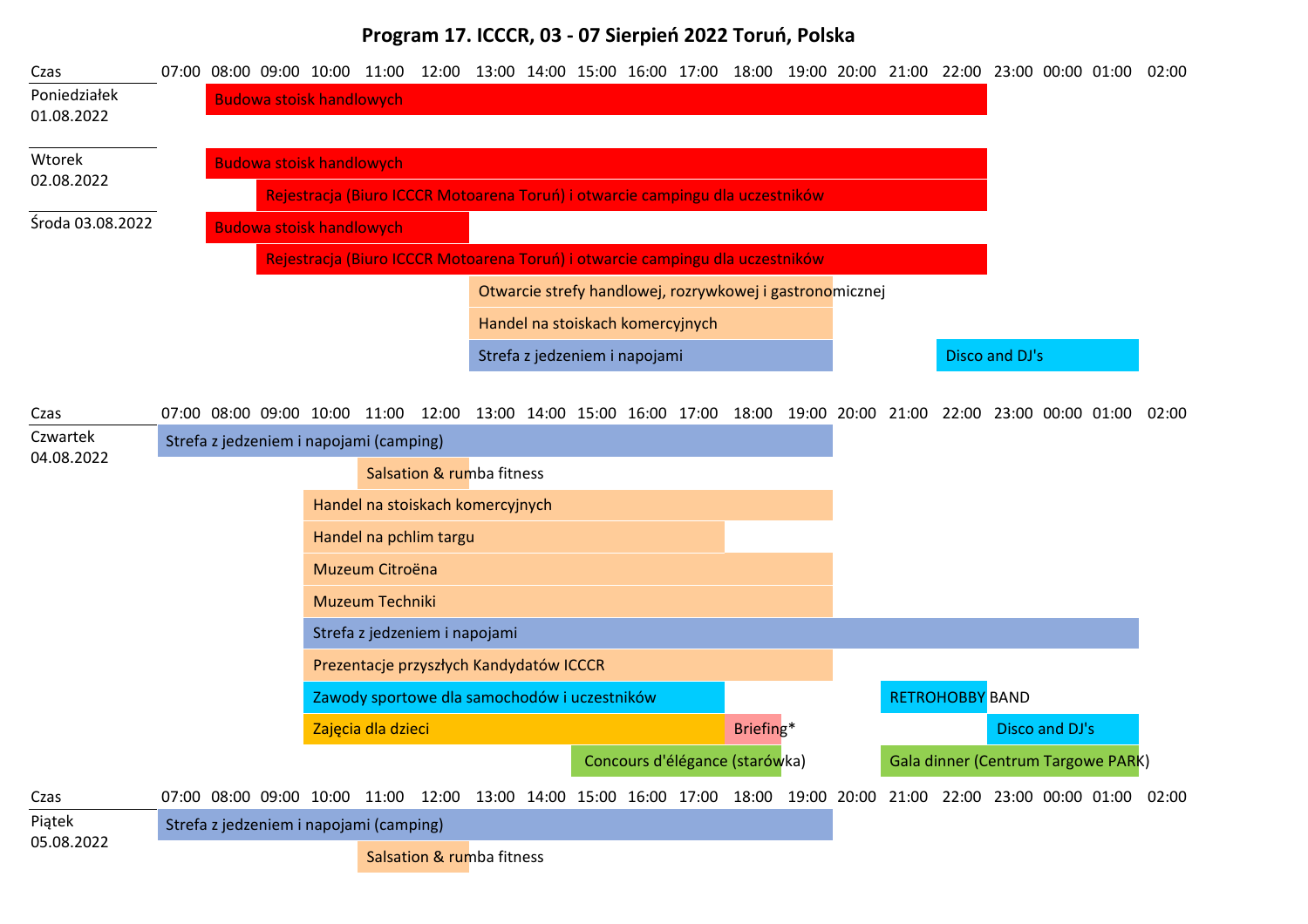# Program 17. ICCCR, 03 - 07 Sierpień 2022 Toruń, Polska

| Czas | Wydarzenie | Godziny |
| --- | --- | --- |
| Poniedziałek 01.08.2022 | Budowa stoisk handlowych | 07:30 – 22:30 |
| Wtorek 02.08.2022 | Budowa stoisk handlowych | 07:30 – 22:30 |
| | Rejestracja (Biuro ICCCR Motoarena Toruń) i otwarcie campingu dla uczestników | 08:30 – 22:30 |
| Środa 03.08.2022 | Budowa stoisk handlowych | 07:30 – 12:30 |
| | Rejestracja (Biuro ICCCR Motoarena Toruń) i otwarcie campingu dla uczestników | 08:30 – 22:30 |
| | Otwarcie strefy handlowej, rozrywkowej i gastronomicznej | 12:30 – 19:30 |
| | Handel na stoiskach komercyjnych | 12:30 – 19:30 |
| | Strefa z jedzeniem i napojami | 12:30 – 19:30 |
| | Disco and DJ's | 21:30 – 01:30 |

| Czas | Wydarzenie | Godziny |
| --- | --- | --- |
| Czwartek 04.08.2022 | Strefa z jedzeniem i napojami (camping) | 07:00 – 19:30 |
| | Salsation & rumba fitness | 10:30 – 12:30 |
| | Handel na stoiskach komercyjnych | 09:30 – 19:30 |
| | Handel na pchlim targu | 09:30 – 17:30 |
| | Muzeum Citroëna | 09:30 – 19:30 |
| | Muzeum Techniki | 09:30 – 19:30 |
| | Strefa z jedzeniem i napojami | 09:30 – 01:30 |
| | Prezentacje przyszłych Kandydatów ICCCR | 09:30 – 19:30 |
| | Zawody sportowe dla samochodów i uczestników | 09:30 – 17:30 |
| | RETROHOBBY BAND | 20:30 – 22:30 |
| | Zajęcia dla dzieci | 09:30 – 17:30 |
| | Briefing* | 17:30 – 18:30 |
| | Disco and DJ's | 22:30 – 01:30 |
| | Concours d'élégance (starówka) | 14:30 – 18:30 |
| | Gala dinner (Centrum Targowe PARK) | 20:30 – 01:30 |

| Czas | Wydarzenie | Godziny |
| --- | --- | --- |
| Piątek 05.08.2022 | Strefa z jedzeniem i napojami (camping) | 07:00 – 19:30 |
| | Salsation & rumba fitness | 10:30 – 12:30 |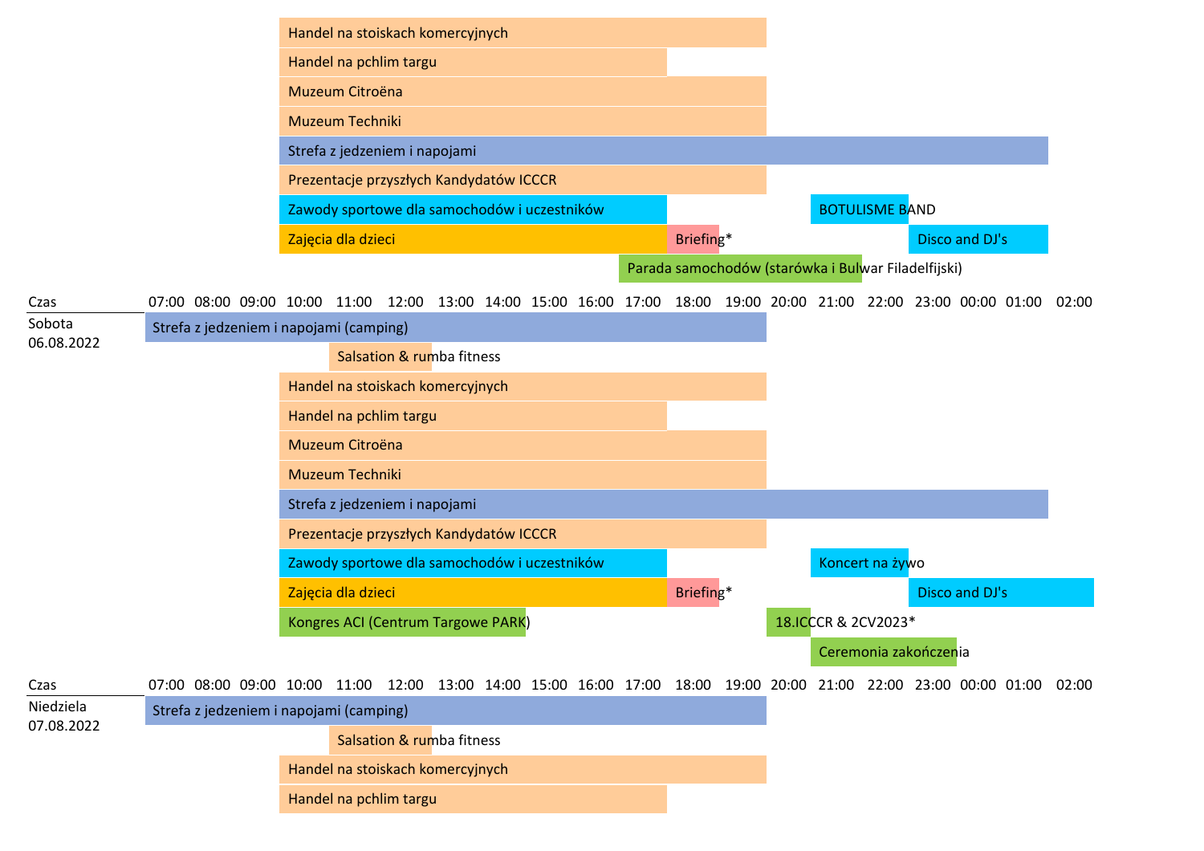| Wydarzenie | Czas |
|---|---|
| Handel na stoiskach komercyjnych | 10:00 – 19:00 |
| Handel na pchlim targu | 10:00 – 17:00 |
| Muzeum Citroëna | 10:00 – 19:00 |
| Muzeum Techniki | 10:00 – 19:00 |
| Strefa z jedzeniem i napojami | 10:00 – 01:00 |
| Prezentacje przyszłych Kandydatów ICCCR | 10:00 – 19:00 |
| Zawody sportowe dla samochodów i uczestników | 10:00 – 17:00 |
| BOTULISME BAND | 20:00 – 22:00 |
| Zajęcia dla dzieci | 10:00 – 17:00 |
| Briefing* | 17:00 – 18:00 |
| Disco and DJ's | 22:00 – 01:00 |
| Parada samochodów (starówka i Bulwar Filadelfijski) | 16:00 – 21:00 |

**Sobota 06.08.2022**

| Wydarzenie | Czas |
|---|---|
| Strefa z jedzeniem i napojami (camping) | 07:00 – 19:00 |
| Salsation & rumba fitness | 10:30 – 12:30 |
| Handel na stoiskach komercyjnych | 10:00 – 19:00 |
| Handel na pchlim targu | 10:00 – 17:00 |
| Muzeum Citroëna | 10:00 – 19:00 |
| Muzeum Techniki | 10:00 – 19:00 |
| Strefa z jedzeniem i napojami | 10:00 – 01:00 |
| Prezentacje przyszłych Kandydatów ICCCR | 10:00 – 19:00 |
| Zawody sportowe dla samochodów i uczestników | 10:00 – 17:00 |
| Koncert na żywo | 20:00 – 22:00 |
| Zajęcia dla dzieci | 10:00 – 17:00 |
| Briefing* | 17:00 – 18:00 |
| Disco and DJ's | 22:00 – 02:00 |
| Kongres ACI (Centrum Targowe PARK) | 10:00 – 14:00 |
| 18.ICCCR & 2CV2023* | 19:00 – 20:00 |
| Ceremonia zakończenia | 20:00 – 23:00 |

**Niedziela 07.08.2022**

| Wydarzenie | Czas |
|---|---|
| Strefa z jedzeniem i napojami (camping) | 07:00 – 19:00 |
| Salsation & rumba fitness | 10:30 – 12:30 |
| Handel na stoiskach komercyjnych | 10:00 – 19:00 |
| Handel na pchlim targu | 10:00 – 17:00 |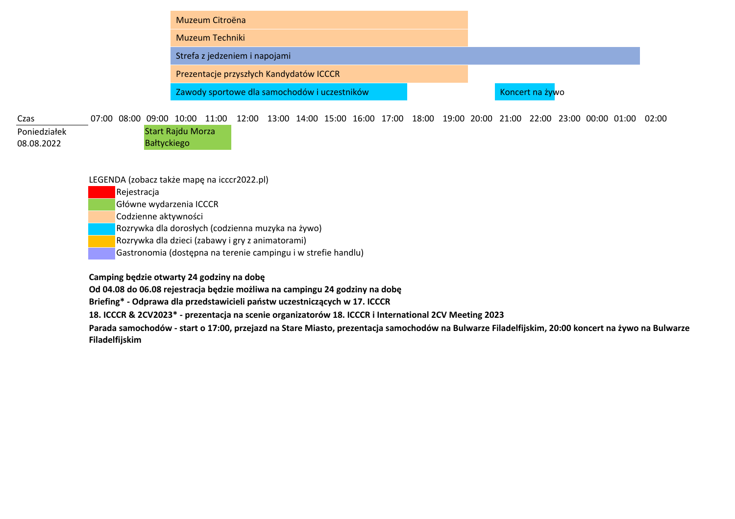Muzeum Citroëna

Muzeum Techniki

Strefa z jedzeniem i napojami

Prezentacje przyszłych Kandydatów ICCCR

Zawody sportowe dla samochodów i uczestników

Koncert na żywo

Czas 07:00 08:00 09:00 10:00 11:00 12:00 13:00 14:00 15:00 16:00 17:00 18:00 19:00 20:00 21:00 22:00 23:00 00:00 01:00 02:00

Poniedziałek 08.08.2022

Start Rajdu Morza Bałtyckiego

LEGENDA (zobacz także mapę na icccr2022.pl)

- Rejestracja
- Główne wydarzenia ICCCR
- Codzienne aktywności
- Rozrywka dla dorosłych (codzienna muzyka na żywo)
- Rozrywka dla dzieci (zabawy i gry z animatorami)
- Gastronomia (dostępna na terenie campingu i w strefie handlu)

**Camping będzie otwarty 24 godziny na dobę**

**Od 04.08 do 06.08 rejestracja będzie możliwa na campingu 24 godziny na dobę**

**Briefing* - Odprawa dla przedstawicieli państw uczestniczących w 17. ICCCR**

**18. ICCCR & 2CV2023* - prezentacja na scenie organizatorów 18. ICCCR i International 2CV Meeting 2023**

**Parada samochodów - start o 17:00, przejazd na Stare Miasto, prezentacja samochodów na Bulwarze Filadelfijskim, 20:00 koncert na żywo na Bulwarze Filadelfijskim**